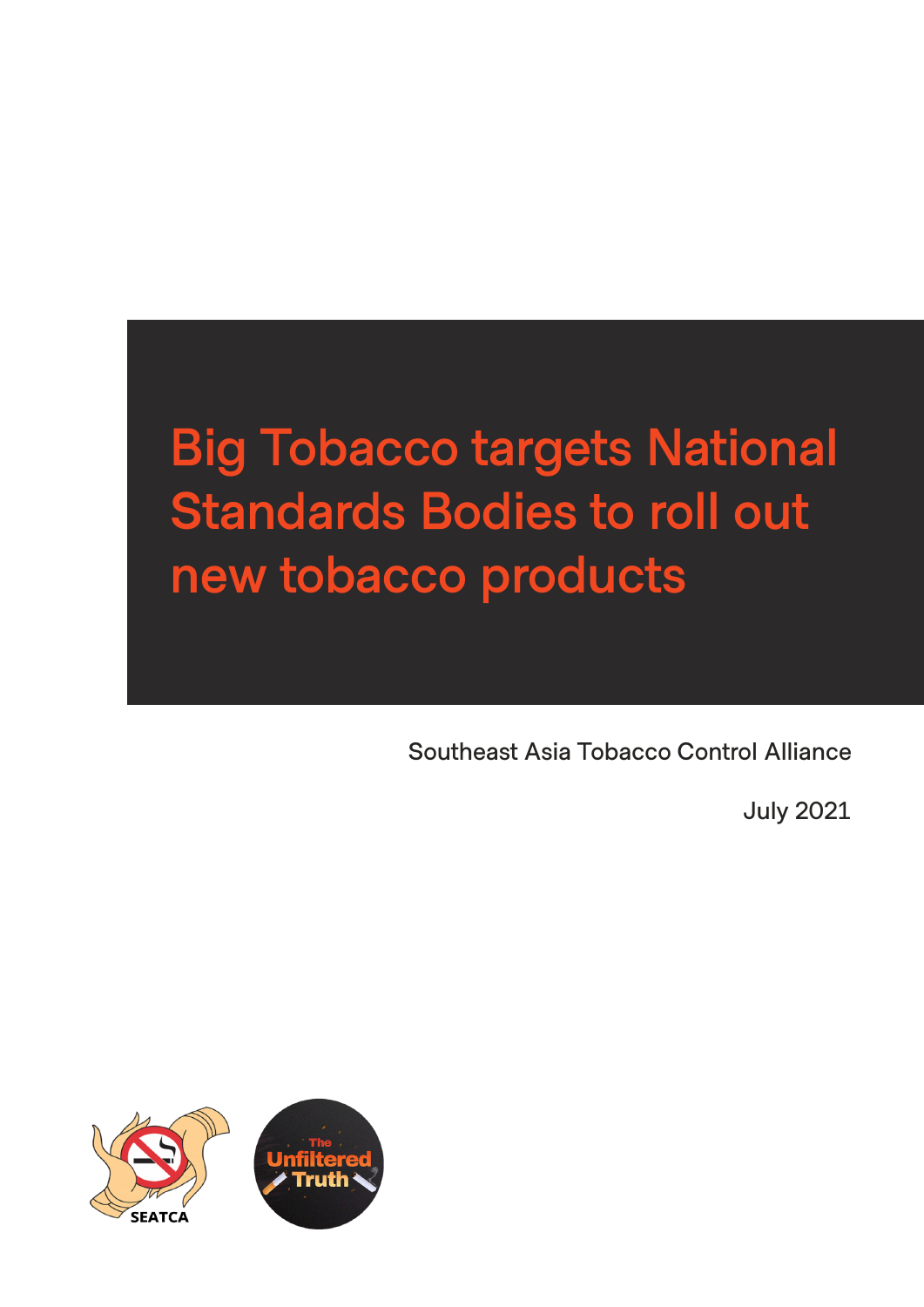# Big Tobacco targets National Standards Bodies to roll out new tobacco products

Southeast Asia Tobacco Control Alliance

July 2021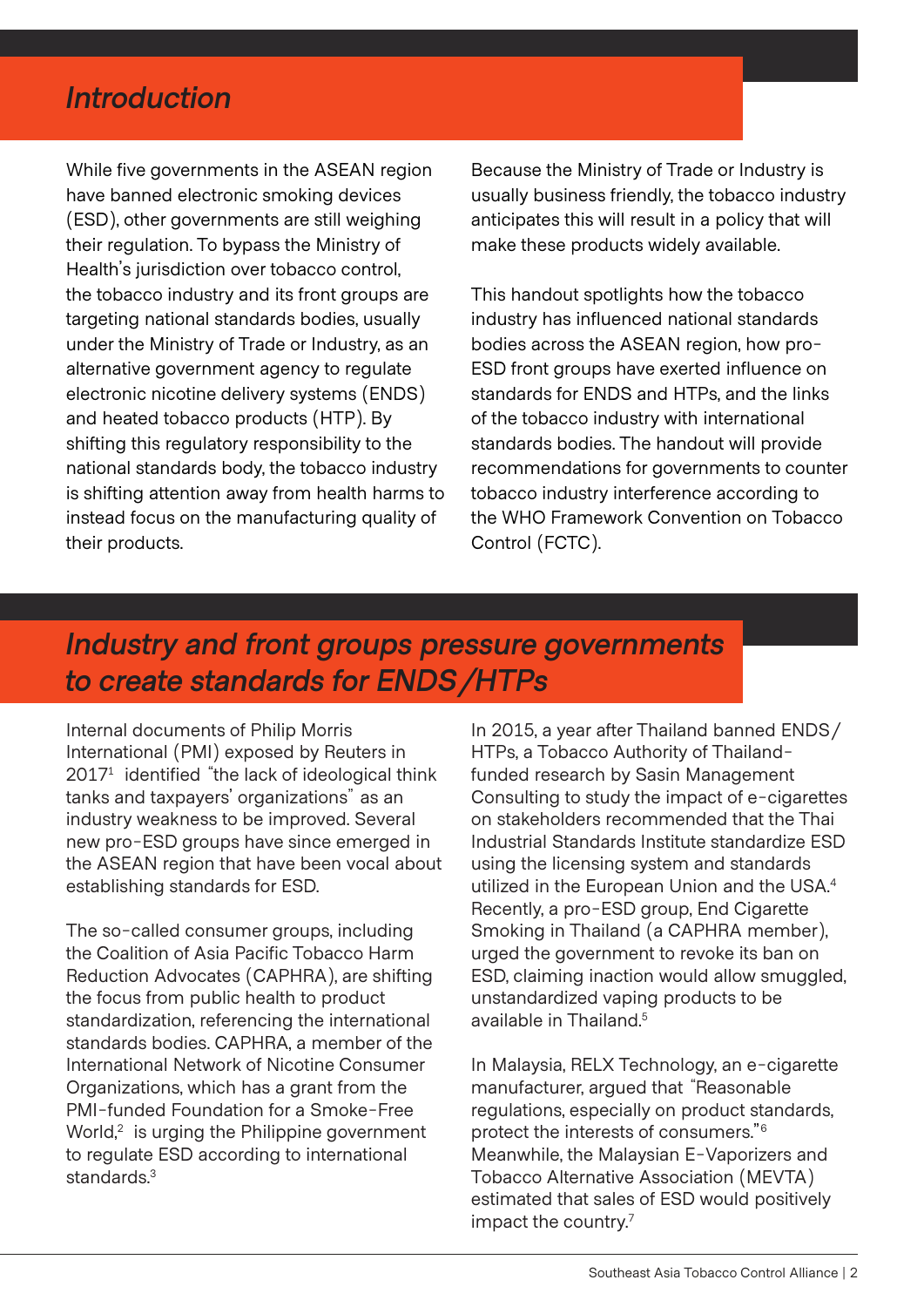## *Introduction*

While five governments in the ASEAN region have banned electronic smoking devices (ESD), other governments are still weighing their regulation. To bypass the Ministry of Health's jurisdiction over tobacco control, the tobacco industry and its front groups are targeting national standards bodies, usually under the Ministry of Trade or Industry, as an alternative government agency to regulate electronic nicotine delivery systems (ENDS) and heated tobacco products (HTP). By shifting this regulatory responsibility to the national standards body, the tobacco industry is shifting attention away from health harms to instead focus on the manufacturing quality of their products.

Because the Ministry of Trade or Industry is usually business friendly, the tobacco industry anticipates this will result in a policy that will make these products widely available.

This handout spotlights how the tobacco industry has influenced national standards bodies across the ASEAN region, how pro-ESD front groups have exerted influence on standards for ENDS and HTPs, and the links of the tobacco industry with international standards bodies. The handout will provide recommendations for governments to counter tobacco industry interference according to the WHO Framework Convention on Tobacco Control (FCTC).

## *Industry and front groups pressure governments to create standards for ENDS/HTPs*

Internal documents of Philip Morris International (PMI) exposed by Reuters in 2017[1] identified "the lack of ideological think tanks and taxpayers' organizations" as an industry weakness to be improved. Several new pro-ESD groups have since emerged in the ASEAN region that have been vocal about establishing standards for ESD.

The so-called consumer groups, including the Coalition of Asia Pacific Tobacco Harm Reduction Advocates (CAPHRA), are shifting the focus from public health to product standardization, referencing the international standards bodies. CAPHRA, a member of the International Network of Nicotine Consumer Organizations, which has a grant from the PMI-funded Foundation for a Smoke-Free World,[2] is urging the Philippine government to regulate ESD according to international standards.[3]

In 2015, a year after Thailand banned ENDS/HTPs, a Tobacco Authority of Thailand-funded research by Sasin Management Consulting to study the impact of e-cigarettes on stakeholders recommended that the Thai Industrial Standards Institute standardize ESD using the licensing system and standards utilized in the European Union and the USA.[4] Recently, a pro-ESD group, End Cigarette Smoking in Thailand (a CAPHRA member), urged the government to revoke its ban on ESD, claiming inaction would allow smuggled, unstandardized vaping products to be available in Thailand.[5]

In Malaysia, RELX Technology, an e-cigarette manufacturer, argued that "Reasonable regulations, especially on product standards, protect the interests of consumers."[6] Meanwhile, the Malaysian E-Vaporizers and Tobacco Alternative Association (MEVTA) estimated that sales of ESD would positively impact the country.[7]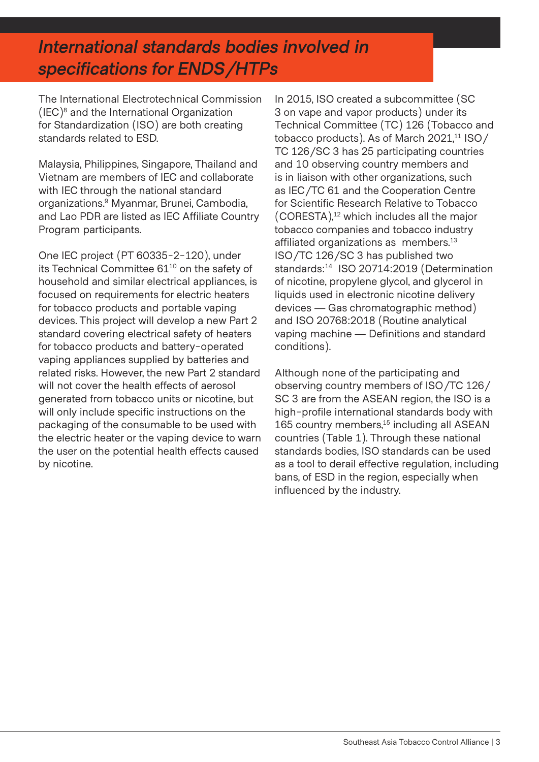## *International standards bodies involved in specifications for ENDS/HTPs*

The International Electrotechnical Commission (IEC)[8] and the International Organization for Standardization (ISO) are both creating standards related to ESD.

Malaysia, Philippines, Singapore, Thailand and Vietnam are members of IEC and collaborate with IEC through the national standard organizations.[9] Myanmar, Brunei, Cambodia, and Lao PDR are listed as IEC Affiliate Country Program participants.

One IEC project (PT 60335-2-120), under its Technical Committee 61[10] on the safety of household and similar electrical appliances, is focused on requirements for electric heaters for tobacco products and portable vaping devices. This project will develop a new Part 2 standard covering electrical safety of heaters for tobacco products and battery-operated vaping appliances supplied by batteries and related risks. However, the new Part 2 standard will not cover the health effects of aerosol generated from tobacco units or nicotine, but will only include specific instructions on the packaging of the consumable to be used with the electric heater or the vaping device to warn the user on the potential health effects caused by nicotine.

In 2015, ISO created a subcommittee (SC 3 on vape and vapor products) under its Technical Committee (TC) 126 (Tobacco and tobacco products). As of March 2021,[11] ISO/TC 126/SC 3 has 25 participating countries and 10 observing country members and is in liaison with other organizations, such as IEC/TC 61 and the Cooperation Centre for Scientific Research Relative to Tobacco (CORESTA),[12] which includes all the major tobacco companies and tobacco industry affiliated organizations as members.[13] ISO/TC 126/SC 3 has published two standards:[14] ISO 20714:2019 (Determination of nicotine, propylene glycol, and glycerol in liquids used in electronic nicotine delivery devices — Gas chromatographic method) and ISO 20768:2018 (Routine analytical vaping machine — Definitions and standard conditions).

Although none of the participating and observing country members of ISO/TC 126/SC 3 are from the ASEAN region, the ISO is a high-profile international standards body with 165 country members,[15] including all ASEAN countries (Table 1). Through these national standards bodies, ISO standards can be used as a tool to derail effective regulation, including bans, of ESD in the region, especially when influenced by the industry.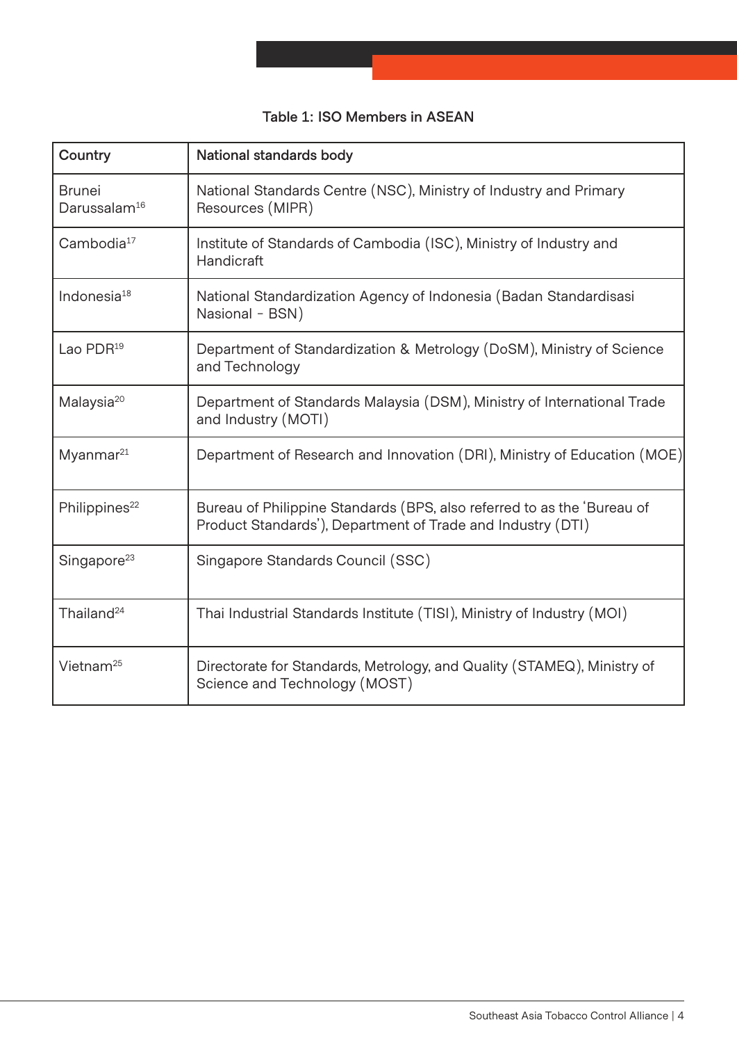Table 1: ISO Members in ASEAN

| Country | National standards body |
|---|---|
| Brunei Darussalam[16] | National Standards Centre (NSC), Ministry of Industry and Primary Resources (MIPR) |
| Cambodia[17] | Institute of Standards of Cambodia (ISC), Ministry of Industry and Handicraft |
| Indonesia[18] | National Standardization Agency of Indonesia (Badan Standardisasi Nasional - BSN) |
| Lao PDR[19] | Department of Standardization & Metrology (DoSM), Ministry of Science and Technology |
| Malaysia[20] | Department of Standards Malaysia (DSM), Ministry of International Trade and Industry (MOTI) |
| Myanmar[21] | Department of Research and Innovation (DRI), Ministry of Education (MOE) |
| Philippines[22] | Bureau of Philippine Standards (BPS, also referred to as the 'Bureau of Product Standards'), Department of Trade and Industry (DTI) |
| Singapore[23] | Singapore Standards Council (SSC) |
| Thailand[24] | Thai Industrial Standards Institute (TISI), Ministry of Industry (MOI) |
| Vietnam[25] | Directorate for Standards, Metrology, and Quality (STAMEQ), Ministry of Science and Technology (MOST) |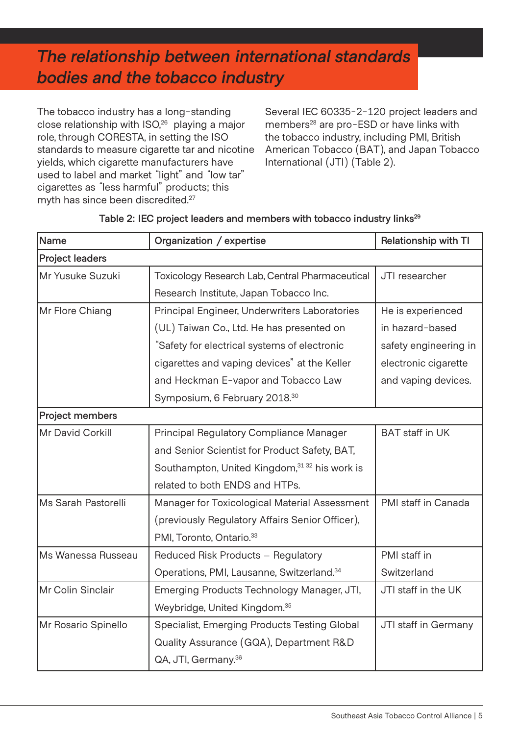## *The relationship between international standards bodies and the tobacco industry*

The tobacco industry has a long-standing close relationship with ISO,[26] playing a major role, through CORESTA, in setting the ISO standards to measure cigarette tar and nicotine yields, which cigarette manufacturers have used to label and market "light" and "low tar" cigarettes as "less harmful" products; this myth has since been discredited.[27]

Several IEC 60335-2-120 project leaders and members[28] are pro-ESD or have links with the tobacco industry, including PMI, British American Tobacco (BAT), and Japan Tobacco International (JTI) (Table 2).

**Table 2: IEC project leaders and members with tobacco industry links[29]**

| Name | Organization / expertise | Relationship with TI |
|---|---|---|
| **Project leaders** | | |
| Mr Yusuke Suzuki | Toxicology Research Lab, Central Pharmaceutical Research Institute, Japan Tobacco Inc. | JTI researcher |
| Mr Flore Chiang | Principal Engineer, Underwriters Laboratories (UL) Taiwan Co., Ltd. He has presented on "Safety for electrical systems of electronic cigarettes and vaping devices" at the Keller and Heckman E-vapor and Tobacco Law Symposium, 6 February 2018.[30] | He is experienced in hazard-based safety engineering in electronic cigarette and vaping devices. |
| **Project members** | | |
| Mr David Corkill | Principal Regulatory Compliance Manager and Senior Scientist for Product Safety, BAT, Southampton, United Kingdom,[31 32] his work is related to both ENDS and HTPs. | BAT staff in UK |
| Ms Sarah Pastorelli | Manager for Toxicological Material Assessment (previously Regulatory Affairs Senior Officer), PMI, Toronto, Ontario.[33] | PMI staff in Canada |
| Ms Wanessa Russeau | Reduced Risk Products – Regulatory Operations, PMI, Lausanne, Switzerland.[34] | PMI staff in Switzerland |
| Mr Colin Sinclair | Emerging Products Technology Manager, JTI, Weybridge, United Kingdom.[35] | JTI staff in the UK |
| Mr Rosario Spinello | Specialist, Emerging Products Testing Global Quality Assurance (GQA), Department R&D QA, JTI, Germany.[36] | JTI staff in Germany |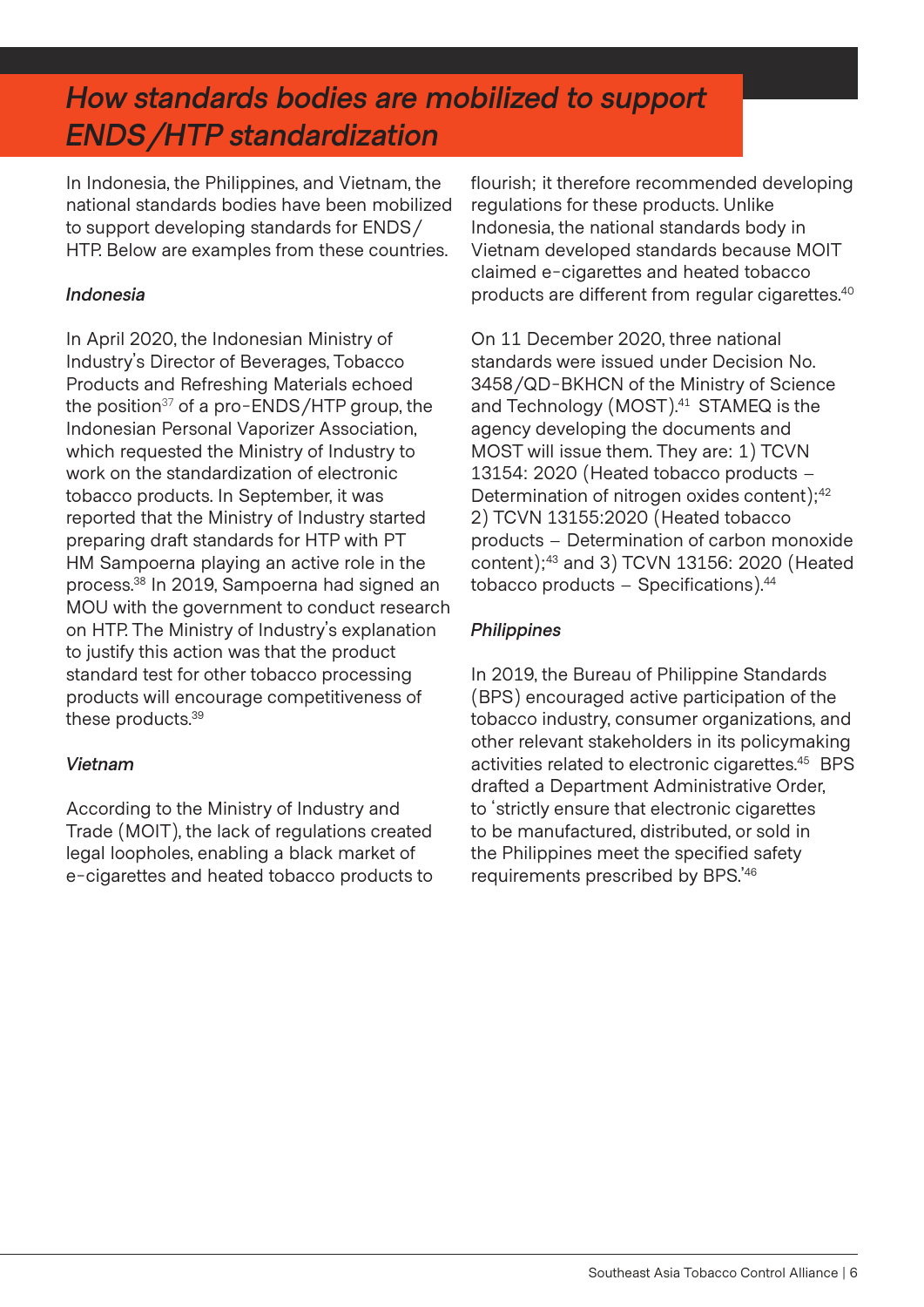# *How standards bodies are mobilized to support ENDS/HTP standardization*

In Indonesia, the Philippines, and Vietnam, the national standards bodies have been mobilized to support developing standards for ENDS/HTP. Below are examples from these countries.

### *Indonesia*

In April 2020, the Indonesian Ministry of Industry's Director of Beverages, Tobacco Products and Refreshing Materials echoed the position[37] of a pro-ENDS/HTP group, the Indonesian Personal Vaporizer Association, which requested the Ministry of Industry to work on the standardization of electronic tobacco products. In September, it was reported that the Ministry of Industry started preparing draft standards for HTP with PT HM Sampoerna playing an active role in the process.[38] In 2019, Sampoerna had signed an MOU with the government to conduct research on HTP. The Ministry of Industry's explanation to justify this action was that the product standard test for other tobacco processing products will encourage competitiveness of these products.[39]

### *Vietnam*

According to the Ministry of Industry and Trade (MOIT), the lack of regulations created legal loopholes, enabling a black market of e-cigarettes and heated tobacco products to flourish; it therefore recommended developing regulations for these products. Unlike Indonesia, the national standards body in Vietnam developed standards because MOIT claimed e-cigarettes and heated tobacco products are different from regular cigarettes.[40]

On 11 December 2020, three national standards were issued under Decision No. 3458/QD-BKHCN of the Ministry of Science and Technology (MOST).[41] STAMEQ is the agency developing the documents and MOST will issue them. They are: 1) TCVN 13154: 2020 (Heated tobacco products – Determination of nitrogen oxides content);[42] 2) TCVN 13155:2020 (Heated tobacco products – Determination of carbon monoxide content);[43] and 3) TCVN 13156: 2020 (Heated tobacco products – Specifications).[44]

### *Philippines*

In 2019, the Bureau of Philippine Standards (BPS) encouraged active participation of the tobacco industry, consumer organizations, and other relevant stakeholders in its policymaking activities related to electronic cigarettes.[45] BPS drafted a Department Administrative Order, to 'strictly ensure that electronic cigarettes to be manufactured, distributed, or sold in the Philippines meet the specified safety requirements prescribed by BPS.'[46]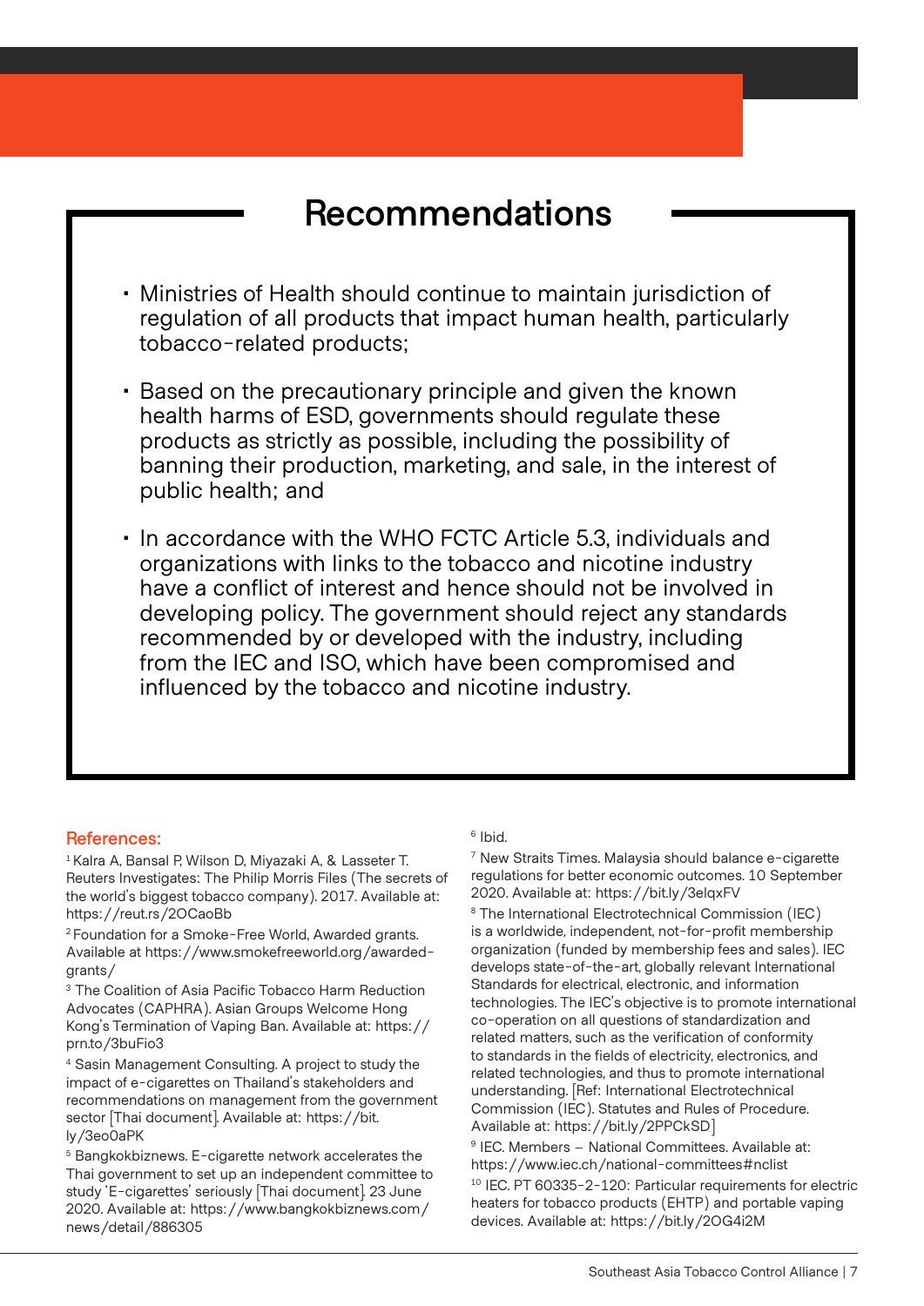## Recommendations

- Ministries of Health should continue to maintain jurisdiction of regulation of all products that impact human health, particularly tobacco-related products;
- Based on the precautionary principle and given the known health harms of ESD, governments should regulate these products as strictly as possible, including the possibility of banning their production, marketing, and sale, in the interest of public health; and
- In accordance with the WHO FCTC Article 5.3, individuals and organizations with links to the tobacco and nicotine industry have a conflict of interest and hence should not be involved in developing policy. The government should reject any standards recommended by or developed with the industry, including from the IEC and ISO, which have been compromised and influenced by the tobacco and nicotine industry.

**References:**

[1] Kalra A, Bansal P, Wilson D, Miyazaki A, & Lasseter T. Reuters Investigates: The Philip Morris Files (The secrets of the world's biggest tobacco company). 2017. Available at: https://reut.rs/2OCaoBb

[2] Foundation for a Smoke-Free World, Awarded grants. Available at https://www.smokefreeworld.org/awarded-grants/

[3] The Coalition of Asia Pacific Tobacco Harm Reduction Advocates (CAPHRA). Asian Groups Welcome Hong Kong's Termination of Vaping Ban. Available at: https://prn.to/3buFio3

[4] Sasin Management Consulting. A project to study the impact of e-cigarettes on Thailand's stakeholders and recommendations on management from the government sector [Thai document]. Available at: https://bit.ly/3eo0aPK

[5] Bangkokbiznews. E-cigarette network accelerates the Thai government to set up an independent committee to study 'E-cigarettes' seriously [Thai document]. 23 June 2020. Available at: https://www.bangkokbiznews.com/news/detail/886305

[6] Ibid.

[7] New Straits Times. Malaysia should balance e-cigarette regulations for better economic outcomes. 10 September 2020. Available at: https://bit.ly/3elqxFV

[8] The International Electrotechnical Commission (IEC) is a worldwide, independent, not-for-profit membership organization (funded by membership fees and sales). IEC develops state-of-the-art, globally relevant International Standards for electrical, electronic, and information technologies. The IEC's objective is to promote international co-operation on all questions of standardization and related matters, such as the verification of conformity to standards in the fields of electricity, electronics, and related technologies, and thus to promote international understanding. [Ref: International Electrotechnical Commission (IEC). Statutes and Rules of Procedure. Available at: https://bit.ly/2PPCkSD]

[9] IEC. Members – National Committees. Available at: https://www.iec.ch/national-committees#nclist

[10] IEC. PT 60335-2-120: Particular requirements for electric heaters for tobacco products (EHTP) and portable vaping devices. Available at: https://bit.ly/2OG4i2M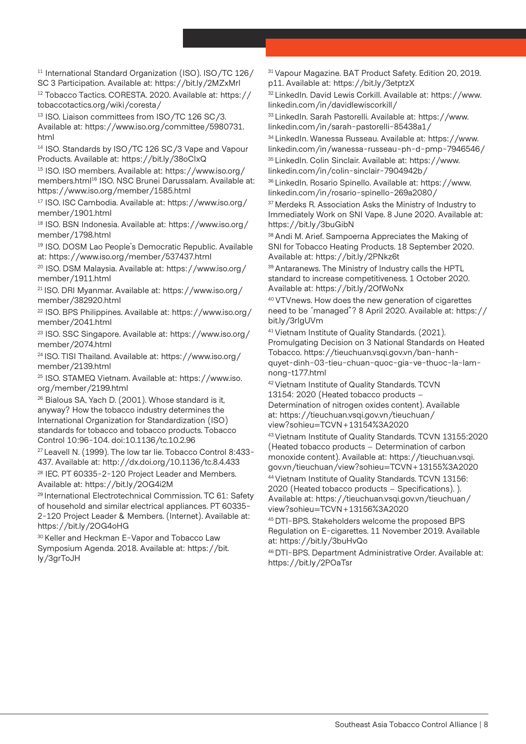[11] International Standard Organization (ISO). ISO/TC 126/SC 3 Participation. Available at: https://bit.ly/2MZxMrl

[12] Tobacco Tactics. CORESTA. 2020. Available at: https://tobaccotactics.org/wiki/coresta/

[13] ISO. Liaison committees from ISO/TC 126 SC/3. Available at: https://www.iso.org/committee/5980731.html

[14] ISO. Standards by ISO/TC 126 SC/3 Vape and Vapour Products. Available at: https://bit.ly/38oCIxQ

[15] ISO. ISO members. Available at: https://www.iso.org/members.html[16] ISO. NSC Brunei Darussalam. Available at: https://www.iso.org/member/1585.html

[17] ISO. ISC Cambodia. Available at: https://www.iso.org/member/1901.html

[18] ISO. BSN Indonesia. Available at: https://www.iso.org/member/1798.html

[19] ISO. DOSM Lao People's Democratic Republic. Available at: https://www.iso.org/member/537437.html

[20] ISO. DSM Malaysia. Available at: https://www.iso.org/member/1911.html

[21] ISO. DRI Myanmar. Available at: https://www.iso.org/member/382920.html

[22] ISO. BPS Philippines. Available at: https://www.iso.org/member/2041.html

[23] ISO. SSC Singapore. Available at: https://www.iso.org/member/2074.html

[24] ISO. TISI Thailand. Available at: https://www.iso.org/member/2139.html

[25] ISO. STAMEQ Vietnam. Available at: https://www.iso.org/member/2199.html

[26] Bialous SA, Yach D. (2001). Whose standard is it, anyway? How the tobacco industry determines the International Organization for Standardization (ISO) standards for tobacco and tobacco products. Tobacco Control 10:96-104. doi:10.1136/tc.10.2.96

[27] Leavell N. (1999). The low tar lie. Tobacco Control 8:433-437. Available at: http://dx.doi.org/10.1136/tc.8.4.433

[28] IEC. PT 60335-2-120 Project Leader and Members. Available at: https://bit.ly/2OG4i2M

[29] International Electrotechnical Commission. TC 61: Safety of household and similar electrical appliances. PT 60335-2-120 Project Leader & Members. (Internet). Available at: https://bit.ly/2OG4oHG

[30] Keller and Heckman E-Vapor and Tobacco Law Symposium Agenda. 2018. Available at: https://bit.ly/3grToJH

[31] Vapour Magazine. BAT Product Safety. Edition 20, 2019. p11. Available at: https://bit.ly/3etptzX

[32] LinkedIn. David Lewis Corkill. Available at: https://www.linkedin.com/in/davidlewiscorkill/

[33] LinkedIn. Sarah Pastorelli. Available at: https://www.linkedin.com/in/sarah-pastorelli-85438a1/

[34] LinkedIn. Wanessa Russeau. Available at: https://www.linkedin.com/in/wanessa-russeau-ph-d-pmp-7946546/

[35] LinkedIn. Colin Sinclair. Available at: https://www.linkedin.com/in/colin-sinclair-7904942b/

[36] LinkedIn. Rosario Spinello. Available at: https://www.linkedin.com/in/rosario-spinello-269a2080/

[37] Merdeks R. Association Asks the Ministry of Industry to Immediately Work on SNI Vape. 8 June 2020. Available at: https://bit.ly/3buGibN

[38] Andi M. Arief. Sampoerna Appreciates the Making of SNI for Tobacco Heating Products. 18 September 2020. Available at: https://bit.ly/2PNkz6t

[39] Antaranews. The Ministry of Industry calls the HPTL standard to increase competitiveness. 1 October 2020. Available at: https://bit.ly/2OfWoNx

[40] VTVnews. How does the new generation of cigarettes need to be 'managed"? 8 April 2020. Available at: https://bit.ly/3rIgUVm

[41] Vietnam Institute of Quality Standards. (2021). Promulgating Decision on 3 National Standards on Heated Tobacco. https://tieuchuan.vsqi.gov.vn/ban-hanh-quyet-dinh-03-tieu-chuan-quoc-gia-ve-thuoc-la-lam-nong-t177.html

[42] Vietnam Institute of Quality Standards. TCVN 13154: 2020 (Heated tobacco products – Determination of nitrogen oxides content). Available at: https://tieuchuan.vsqi.gov.vn/tieuchuan/view?sohieu=TCVN+13154%3A2020

[43] Vietnam Institute of Quality Standards. TCVN 13155:2020 (Heated tobacco products – Determination of carbon monoxide content). Available at: https://tieuchuan.vsqi.gov.vn/tieuchuan/view?sohieu=TCVN+13155%3A2020

[44] Vietnam Institute of Quality Standards. TCVN 13156: 2020 (Heated tobacco products – Specifications). ). Available at: https://tieuchuan.vsqi.gov.vn/tieuchuan/view?sohieu=TCVN+13156%3A2020

[45] DTI-BPS. Stakeholders welcome the proposed BPS Regulation on E-cigarettes. 11 November 2019. Available at: https://bit.ly/3buHvQo

[46] DTI-BPS. Department Administrative Order. Available at: https://bit.ly/2POaTsr